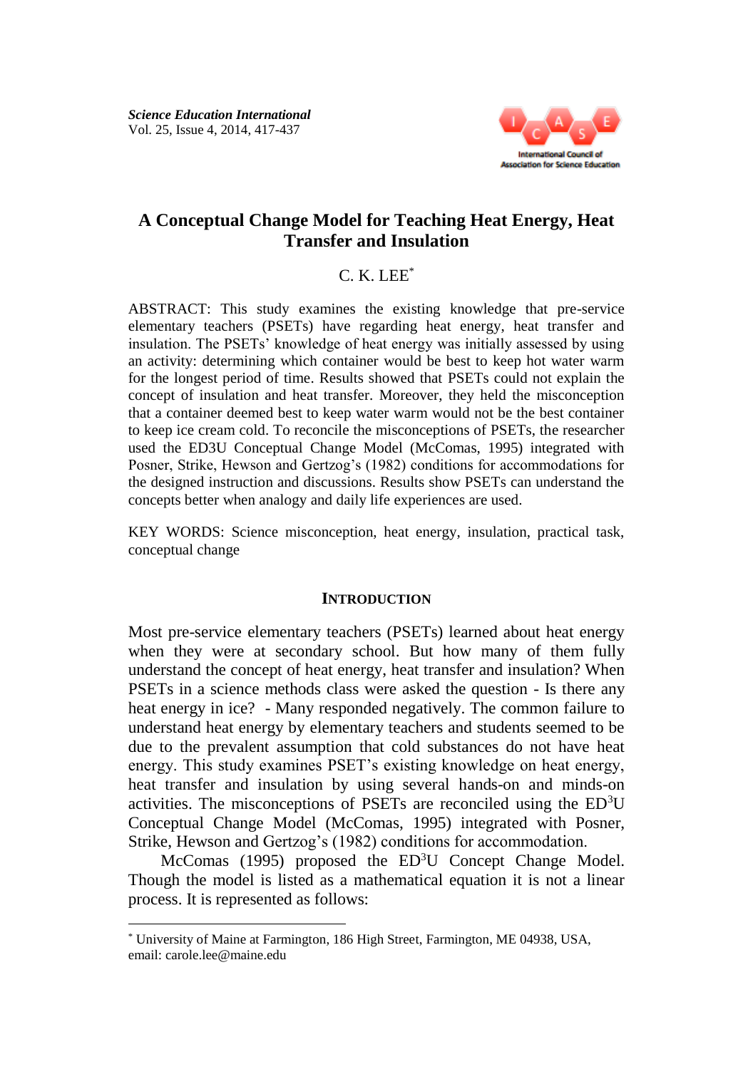# A Conceptual Change Model for Teaching Heat Energy, Heat Transfer and Insulation

C. K. LEE[*]

ABSTRACT: This study examines the existing knowledge that pre-service elementary teachers (PSETs) have regarding heat energy, heat transfer and insulation. The PSETs' knowledge of heat energy was initially assessed by using an activity: determining which container would be best to keep hot water warm for the longest period of time. Results showed that PSETs could not explain the concept of insulation and heat transfer. Moreover, they held the misconception that a container deemed best to keep water warm would not be the best container to keep ice cream cold. To reconcile the misconceptions of PSETs, the researcher used the ED3U Conceptual Change Model (McComas, 1995) integrated with Posner, Strike, Hewson and Gertzog's (1982) conditions for accommodations for the designed instruction and discussions. Results show PSETs can understand the concepts better when analogy and daily life experiences are used.

KEY WORDS: Science misconception, heat energy, insulation, practical task, conceptual change

## INTRODUCTION

Most pre-service elementary teachers (PSETs) learned about heat energy when they were at secondary school. But how many of them fully understand the concept of heat energy, heat transfer and insulation? When PSETs in a science methods class were asked the question - Is there any heat energy in ice? - Many responded negatively. The common failure to understand heat energy by elementary teachers and students seemed to be due to the prevalent assumption that cold substances do not have heat energy. This study examines PSET's existing knowledge on heat energy, heat transfer and insulation by using several hands-on and minds-on activities. The misconceptions of PSETs are reconciled using the $ED^3U$ Conceptual Change Model (McComas, 1995) integrated with Posner, Strike, Hewson and Gertzog's (1982) conditions for accommodation.

McComas (1995) proposed the $ED^3U$ Concept Change Model. Though the model is listed as a mathematical equation it is not a linear process. It is represented as follows:

---

[*] University of Maine at Farmington, 186 High Street, Farmington, ME 04938, USA, email: carole.lee@maine.edu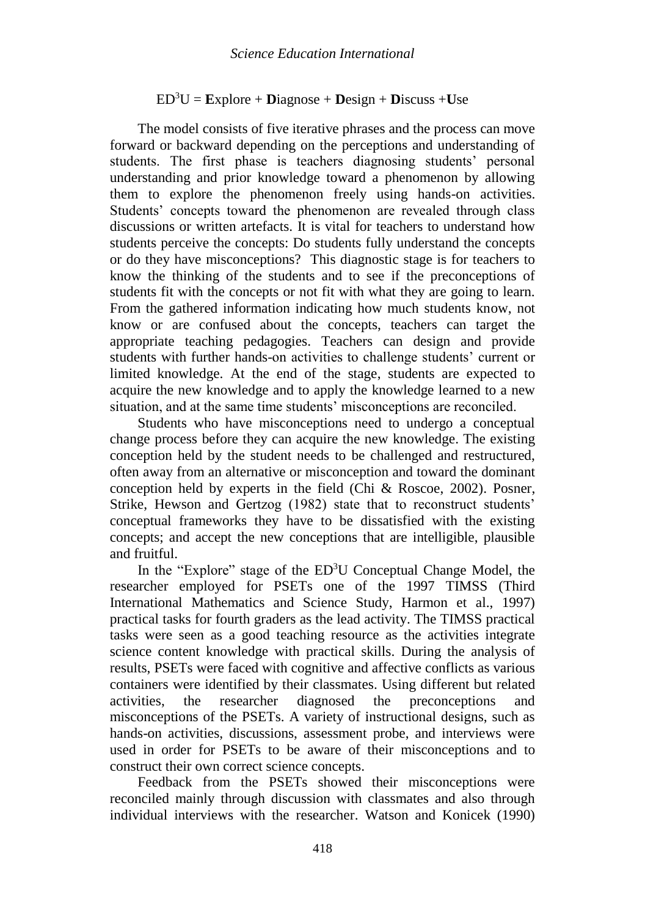$ED^3U$ = **E**xplore + **D**iagnose + **D**esign + **D**iscuss +**U**se

The model consists of five iterative phrases and the process can move forward or backward depending on the perceptions and understanding of students. The first phase is teachers diagnosing students' personal understanding and prior knowledge toward a phenomenon by allowing them to explore the phenomenon freely using hands-on activities. Students' concepts toward the phenomenon are revealed through class discussions or written artefacts. It is vital for teachers to understand how students perceive the concepts: Do students fully understand the concepts or do they have misconceptions? This diagnostic stage is for teachers to know the thinking of the students and to see if the preconceptions of students fit with the concepts or not fit with what they are going to learn. From the gathered information indicating how much students know, not know or are confused about the concepts, teachers can target the appropriate teaching pedagogies. Teachers can design and provide students with further hands-on activities to challenge students' current or limited knowledge. At the end of the stage, students are expected to acquire the new knowledge and to apply the knowledge learned to a new situation, and at the same time students' misconceptions are reconciled.

Students who have misconceptions need to undergo a conceptual change process before they can acquire the new knowledge. The existing conception held by the student needs to be challenged and restructured, often away from an alternative or misconception and toward the dominant conception held by experts in the field (Chi & Roscoe, 2002). Posner, Strike, Hewson and Gertzog (1982) state that to reconstruct students' conceptual frameworks they have to be dissatisfied with the existing concepts; and accept the new conceptions that are intelligible, plausible and fruitful.

In the "Explore" stage of the $ED^3U$ Conceptual Change Model, the researcher employed for PSETs one of the 1997 TIMSS (Third International Mathematics and Science Study, Harmon et al., 1997) practical tasks for fourth graders as the lead activity. The TIMSS practical tasks were seen as a good teaching resource as the activities integrate science content knowledge with practical skills. During the analysis of results, PSETs were faced with cognitive and affective conflicts as various containers were identified by their classmates. Using different but related activities, the researcher diagnosed the preconceptions and misconceptions of the PSETs. A variety of instructional designs, such as hands-on activities, discussions, assessment probe, and interviews were used in order for PSETs to be aware of their misconceptions and to construct their own correct science concepts.

Feedback from the PSETs showed their misconceptions were reconciled mainly through discussion with classmates and also through individual interviews with the researcher. Watson and Konicek (1990)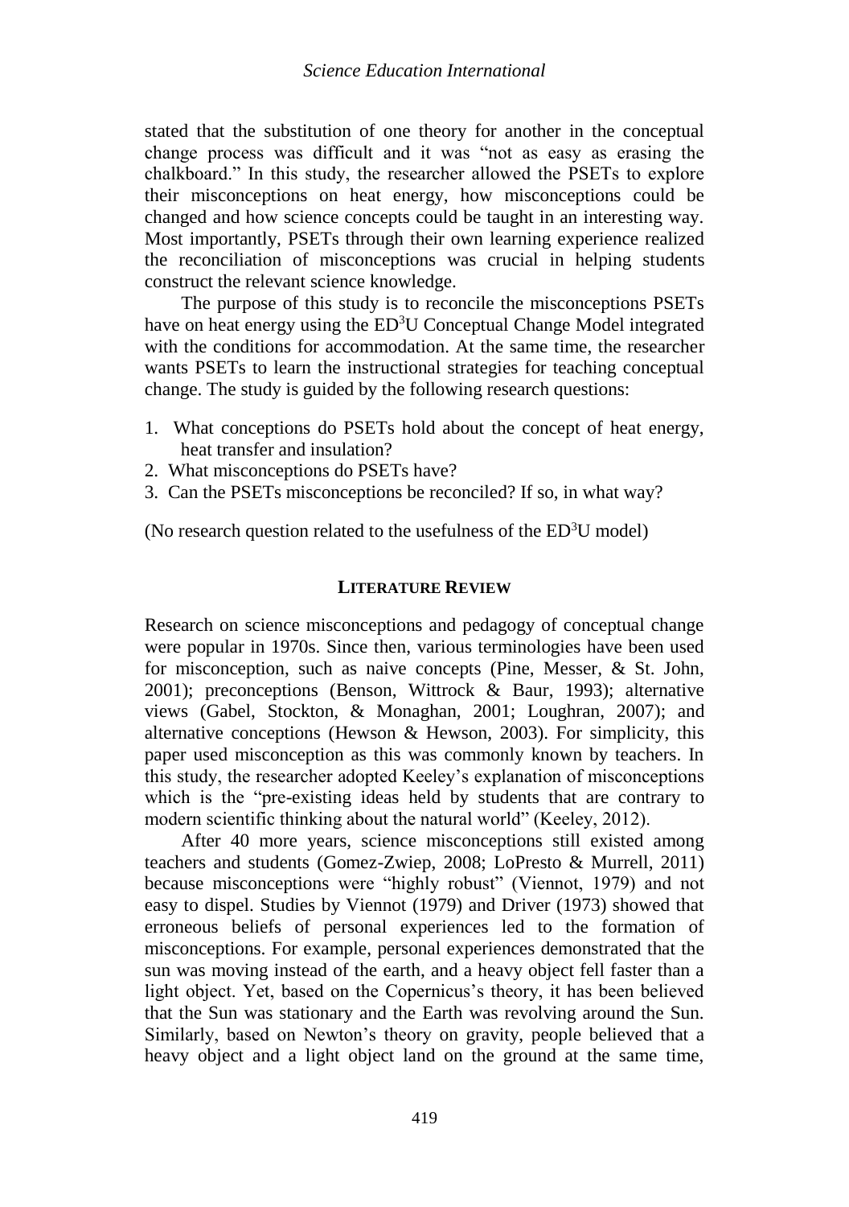stated that the substitution of one theory for another in the conceptual change process was difficult and it was "not as easy as erasing the chalkboard." In this study, the researcher allowed the PSETs to explore their misconceptions on heat energy, how misconceptions could be changed and how science concepts could be taught in an interesting way. Most importantly, PSETs through their own learning experience realized the reconciliation of misconceptions was crucial in helping students construct the relevant science knowledge.

The purpose of this study is to reconcile the misconceptions PSETs have on heat energy using the $ED^3U$ Conceptual Change Model integrated with the conditions for accommodation. At the same time, the researcher wants PSETs to learn the instructional strategies for teaching conceptual change. The study is guided by the following research questions:

1. What conceptions do PSETs hold about the concept of heat energy, heat transfer and insulation?
2. What misconceptions do PSETs have?
3. Can the PSETs misconceptions be reconciled? If so, in what way?

(No research question related to the usefulness of the $ED^3U$ model)

## LITERATURE REVIEW

Research on science misconceptions and pedagogy of conceptual change were popular in 1970s. Since then, various terminologies have been used for misconception, such as naive concepts (Pine, Messer, & St. John, 2001); preconceptions (Benson, Wittrock & Baur, 1993); alternative views (Gabel, Stockton, & Monaghan, 2001; Loughran, 2007); and alternative conceptions (Hewson & Hewson, 2003). For simplicity, this paper used misconception as this was commonly known by teachers. In this study, the researcher adopted Keeley's explanation of misconceptions which is the "pre-existing ideas held by students that are contrary to modern scientific thinking about the natural world" (Keeley, 2012).

After 40 more years, science misconceptions still existed among teachers and students (Gomez-Zwiep, 2008; LoPresto & Murrell, 2011) because misconceptions were "highly robust" (Viennot, 1979) and not easy to dispel. Studies by Viennot (1979) and Driver (1973) showed that erroneous beliefs of personal experiences led to the formation of misconceptions. For example, personal experiences demonstrated that the sun was moving instead of the earth, and a heavy object fell faster than a light object. Yet, based on the Copernicus's theory, it has been believed that the Sun was stationary and the Earth was revolving around the Sun. Similarly, based on Newton's theory on gravity, people believed that a heavy object and a light object land on the ground at the same time,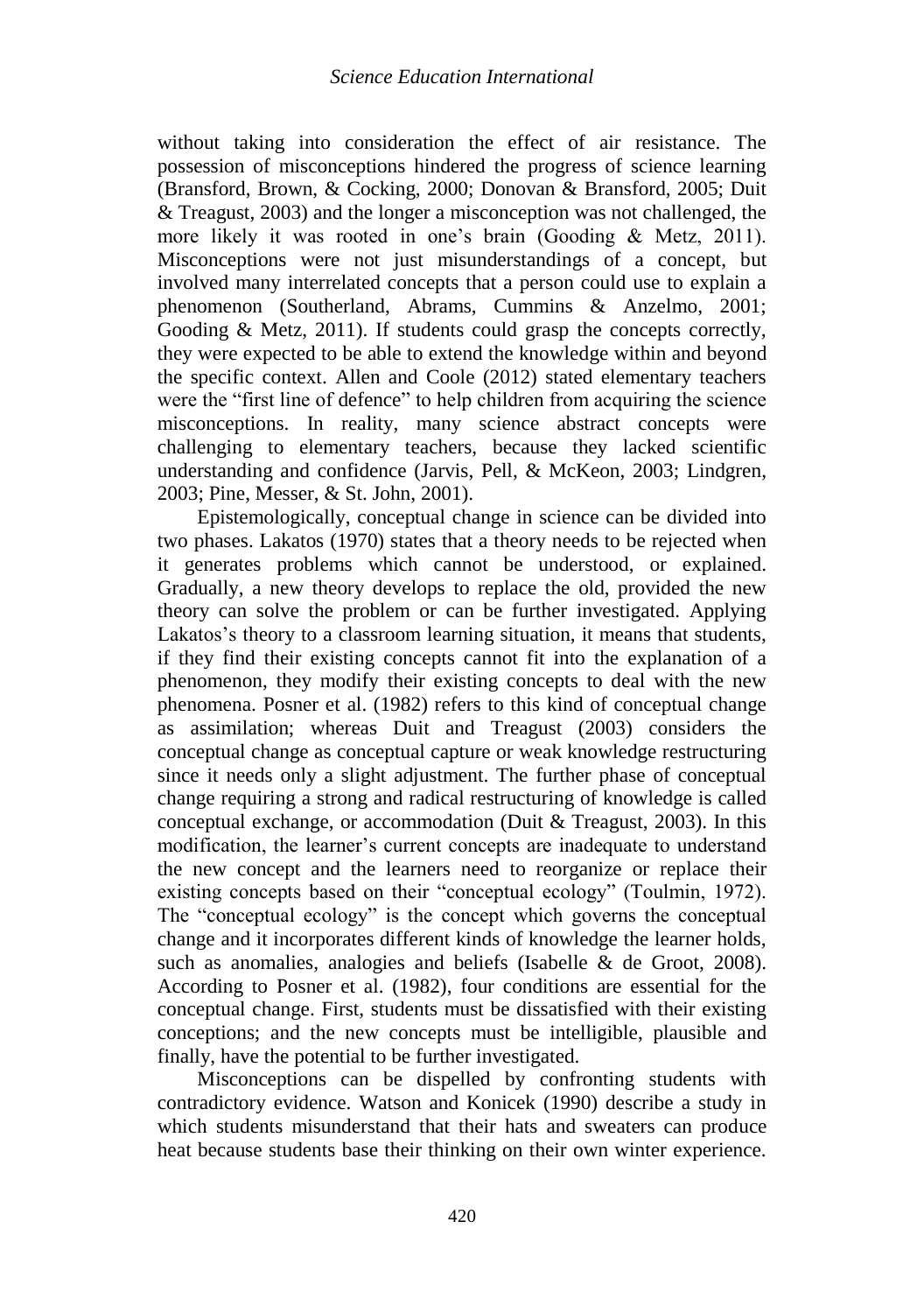without taking into consideration the effect of air resistance. The possession of misconceptions hindered the progress of science learning (Bransford, Brown, & Cocking, 2000; Donovan & Bransford, 2005; Duit & Treagust, 2003) and the longer a misconception was not challenged, the more likely it was rooted in one's brain (Gooding & Metz, 2011). Misconceptions were not just misunderstandings of a concept, but involved many interrelated concepts that a person could use to explain a phenomenon (Southerland, Abrams, Cummins & Anzelmo, 2001; Gooding & Metz, 2011). If students could grasp the concepts correctly, they were expected to be able to extend the knowledge within and beyond the specific context. Allen and Coole (2012) stated elementary teachers were the "first line of defence" to help children from acquiring the science misconceptions. In reality, many science abstract concepts were challenging to elementary teachers, because they lacked scientific understanding and confidence (Jarvis, Pell, & McKeon, 2003; Lindgren, 2003; Pine, Messer, & St. John, 2001).

Epistemologically, conceptual change in science can be divided into two phases. Lakatos (1970) states that a theory needs to be rejected when it generates problems which cannot be understood, or explained. Gradually, a new theory develops to replace the old, provided the new theory can solve the problem or can be further investigated. Applying Lakatos's theory to a classroom learning situation, it means that students, if they find their existing concepts cannot fit into the explanation of a phenomenon, they modify their existing concepts to deal with the new phenomena. Posner et al. (1982) refers to this kind of conceptual change as assimilation; whereas Duit and Treagust (2003) considers the conceptual change as conceptual capture or weak knowledge restructuring since it needs only a slight adjustment. The further phase of conceptual change requiring a strong and radical restructuring of knowledge is called conceptual exchange, or accommodation (Duit & Treagust, 2003). In this modification, the learner's current concepts are inadequate to understand the new concept and the learners need to reorganize or replace their existing concepts based on their "conceptual ecology" (Toulmin, 1972). The "conceptual ecology" is the concept which governs the conceptual change and it incorporates different kinds of knowledge the learner holds, such as anomalies, analogies and beliefs (Isabelle & de Groot, 2008). According to Posner et al. (1982), four conditions are essential for the conceptual change. First, students must be dissatisfied with their existing conceptions; and the new concepts must be intelligible, plausible and finally, have the potential to be further investigated.

Misconceptions can be dispelled by confronting students with contradictory evidence. Watson and Konicek (1990) describe a study in which students misunderstand that their hats and sweaters can produce heat because students base their thinking on their own winter experience.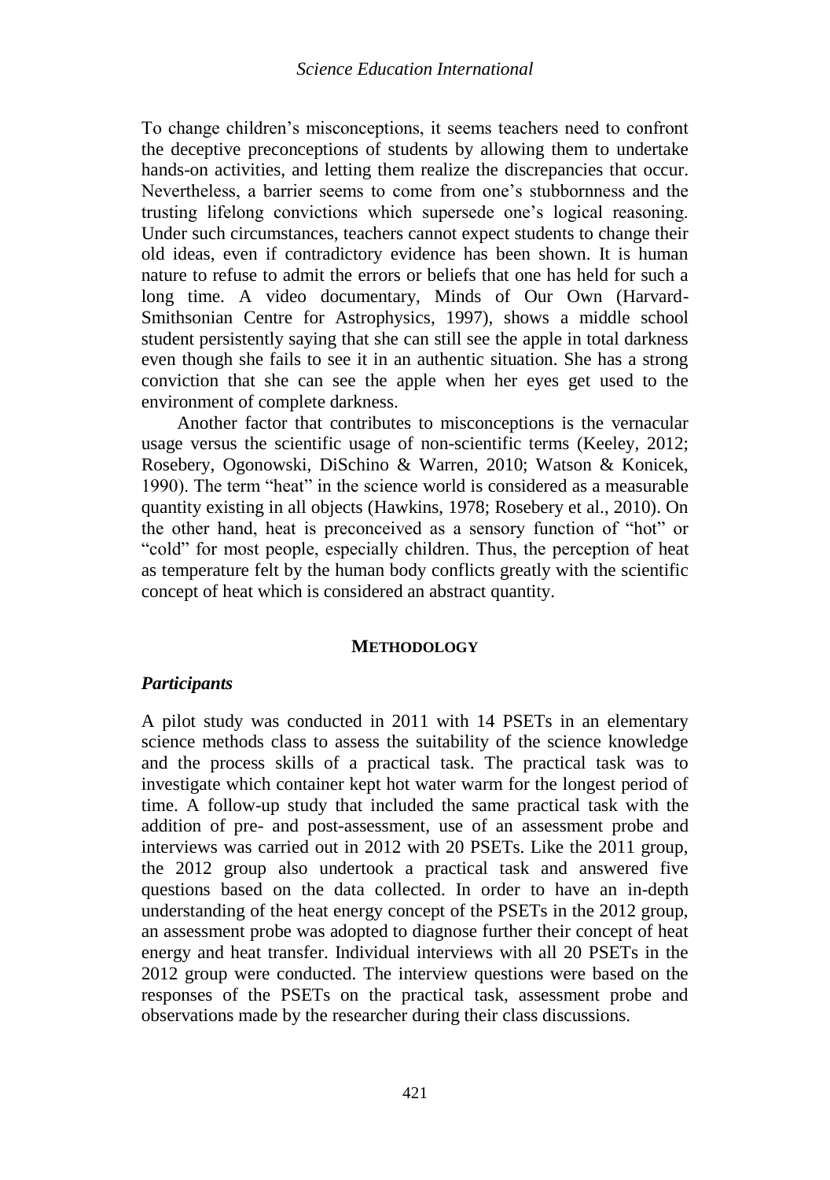To change children's misconceptions, it seems teachers need to confront the deceptive preconceptions of students by allowing them to undertake hands-on activities, and letting them realize the discrepancies that occur. Nevertheless, a barrier seems to come from one's stubbornness and the trusting lifelong convictions which supersede one's logical reasoning. Under such circumstances, teachers cannot expect students to change their old ideas, even if contradictory evidence has been shown. It is human nature to refuse to admit the errors or beliefs that one has held for such a long time. A video documentary, Minds of Our Own (Harvard-Smithsonian Centre for Astrophysics, 1997), shows a middle school student persistently saying that she can still see the apple in total darkness even though she fails to see it in an authentic situation. She has a strong conviction that she can see the apple when her eyes get used to the environment of complete darkness.

Another factor that contributes to misconceptions is the vernacular usage versus the scientific usage of non-scientific terms (Keeley, 2012; Rosebery, Ogonowski, DiSchino & Warren, 2010; Watson & Konicek, 1990). The term "heat" in the science world is considered as a measurable quantity existing in all objects (Hawkins, 1978; Rosebery et al., 2010). On the other hand, heat is preconceived as a sensory function of "hot" or "cold" for most people, especially children. Thus, the perception of heat as temperature felt by the human body conflicts greatly with the scientific concept of heat which is considered an abstract quantity.

## METHODOLOGY

### *Participants*

A pilot study was conducted in 2011 with 14 PSETs in an elementary science methods class to assess the suitability of the science knowledge and the process skills of a practical task. The practical task was to investigate which container kept hot water warm for the longest period of time. A follow-up study that included the same practical task with the addition of pre- and post-assessment, use of an assessment probe and interviews was carried out in 2012 with 20 PSETs. Like the 2011 group, the 2012 group also undertook a practical task and answered five questions based on the data collected. In order to have an in-depth understanding of the heat energy concept of the PSETs in the 2012 group, an assessment probe was adopted to diagnose further their concept of heat energy and heat transfer. Individual interviews with all 20 PSETs in the 2012 group were conducted. The interview questions were based on the responses of the PSETs on the practical task, assessment probe and observations made by the researcher during their class discussions.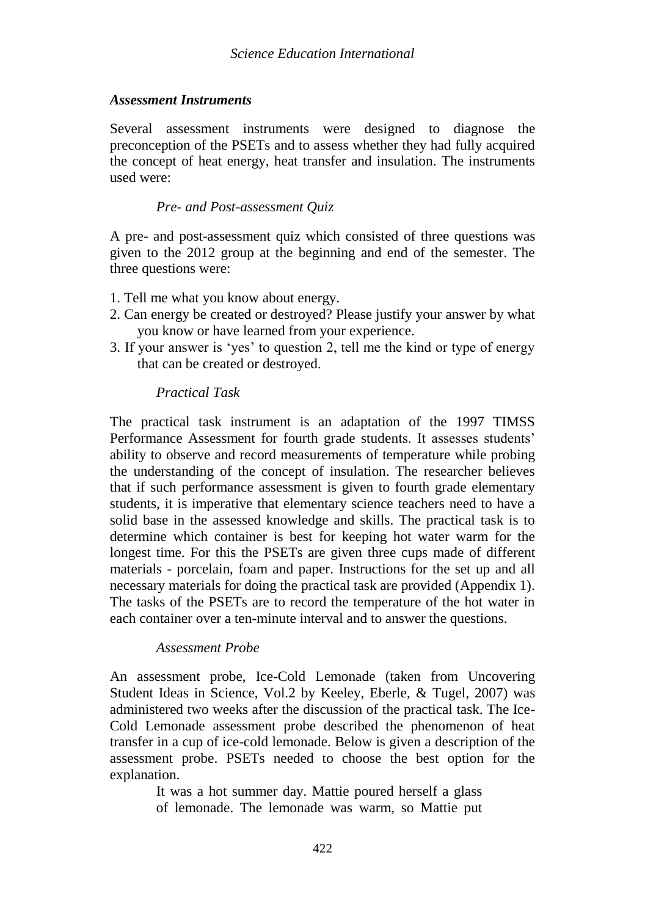### *Assessment Instruments*

Several assessment instruments were designed to diagnose the preconception of the PSETs and to assess whether they had fully acquired the concept of heat energy, heat transfer and insulation. The instruments used were:

#### *Pre- and Post-assessment Quiz*

A pre- and post-assessment quiz which consisted of three questions was given to the 2012 group at the beginning and end of the semester. The three questions were:

1. Tell me what you know about energy.
2. Can energy be created or destroyed? Please justify your answer by what you know or have learned from your experience.
3. If your answer is 'yes' to question 2, tell me the kind or type of energy that can be created or destroyed.

#### *Practical Task*

The practical task instrument is an adaptation of the 1997 TIMSS Performance Assessment for fourth grade students. It assesses students' ability to observe and record measurements of temperature while probing the understanding of the concept of insulation. The researcher believes that if such performance assessment is given to fourth grade elementary students, it is imperative that elementary science teachers need to have a solid base in the assessed knowledge and skills. The practical task is to determine which container is best for keeping hot water warm for the longest time. For this the PSETs are given three cups made of different materials - porcelain, foam and paper. Instructions for the set up and all necessary materials for doing the practical task are provided (Appendix 1). The tasks of the PSETs are to record the temperature of the hot water in each container over a ten-minute interval and to answer the questions.

#### *Assessment Probe*

An assessment probe, Ice-Cold Lemonade (taken from Uncovering Student Ideas in Science, Vol.2 by Keeley, Eberle, & Tugel, 2007) was administered two weeks after the discussion of the practical task. The Ice-Cold Lemonade assessment probe described the phenomenon of heat transfer in a cup of ice-cold lemonade. Below is given a description of the assessment probe. PSETs needed to choose the best option for the explanation.

> It was a hot summer day. Mattie poured herself a glass of lemonade. The lemonade was warm, so Mattie put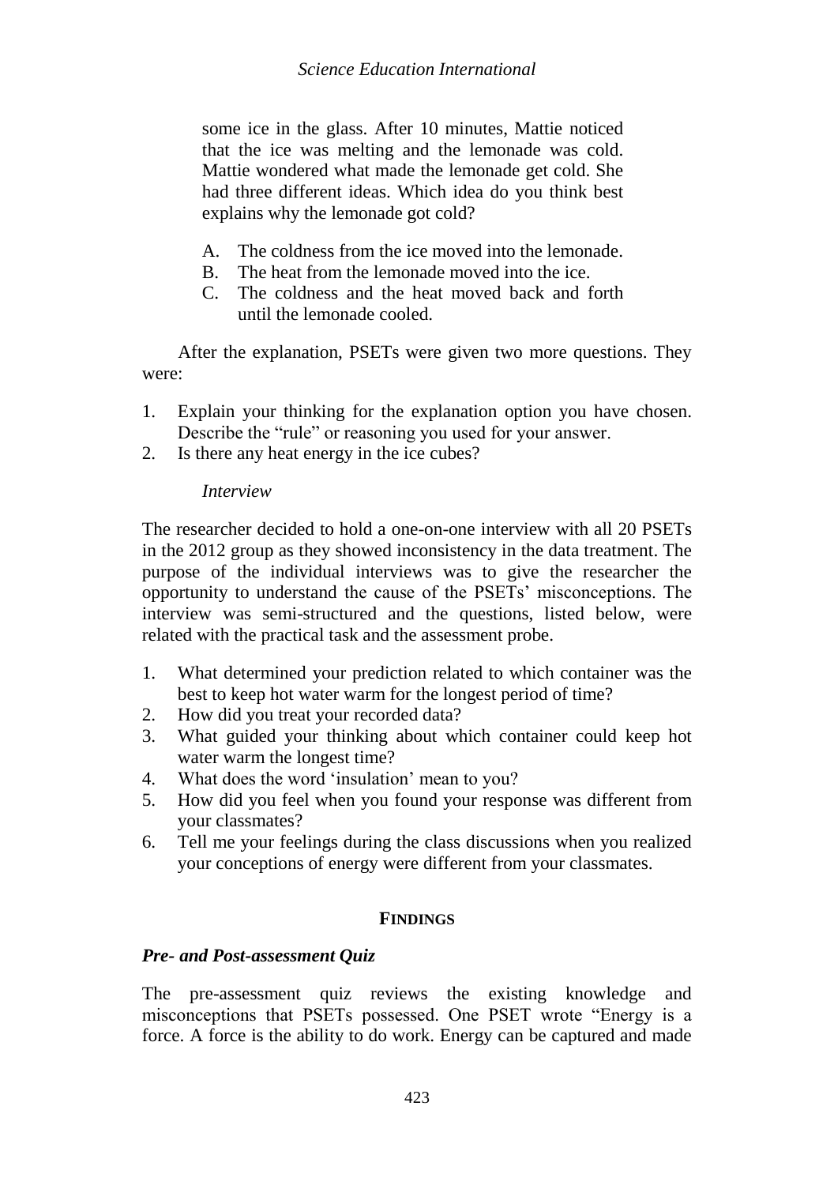some ice in the glass. After 10 minutes, Mattie noticed that the ice was melting and the lemonade was cold. Mattie wondered what made the lemonade get cold. She had three different ideas. Which idea do you think best explains why the lemonade got cold?

A. The coldness from the ice moved into the lemonade.
B. The heat from the lemonade moved into the ice.
C. The coldness and the heat moved back and forth until the lemonade cooled.

After the explanation, PSETs were given two more questions. They were:

1. Explain your thinking for the explanation option you have chosen. Describe the "rule" or reasoning you used for your answer.
2. Is there any heat energy in the ice cubes?

*Interview*

The researcher decided to hold a one-on-one interview with all 20 PSETs in the 2012 group as they showed inconsistency in the data treatment. The purpose of the individual interviews was to give the researcher the opportunity to understand the cause of the PSETs' misconceptions. The interview was semi-structured and the questions, listed below, were related with the practical task and the assessment probe.

1. What determined your prediction related to which container was the best to keep hot water warm for the longest period of time?
2. How did you treat your recorded data?
3. What guided your thinking about which container could keep hot water warm the longest time?
4. What does the word 'insulation' mean to you?
5. How did you feel when you found your response was different from your classmates?
6. Tell me your feelings during the class discussions when you realized your conceptions of energy were different from your classmates.

## FINDINGS

### *Pre- and Post-assessment Quiz*

The pre-assessment quiz reviews the existing knowledge and misconceptions that PSETs possessed. One PSET wrote "Energy is a force. A force is the ability to do work. Energy can be captured and made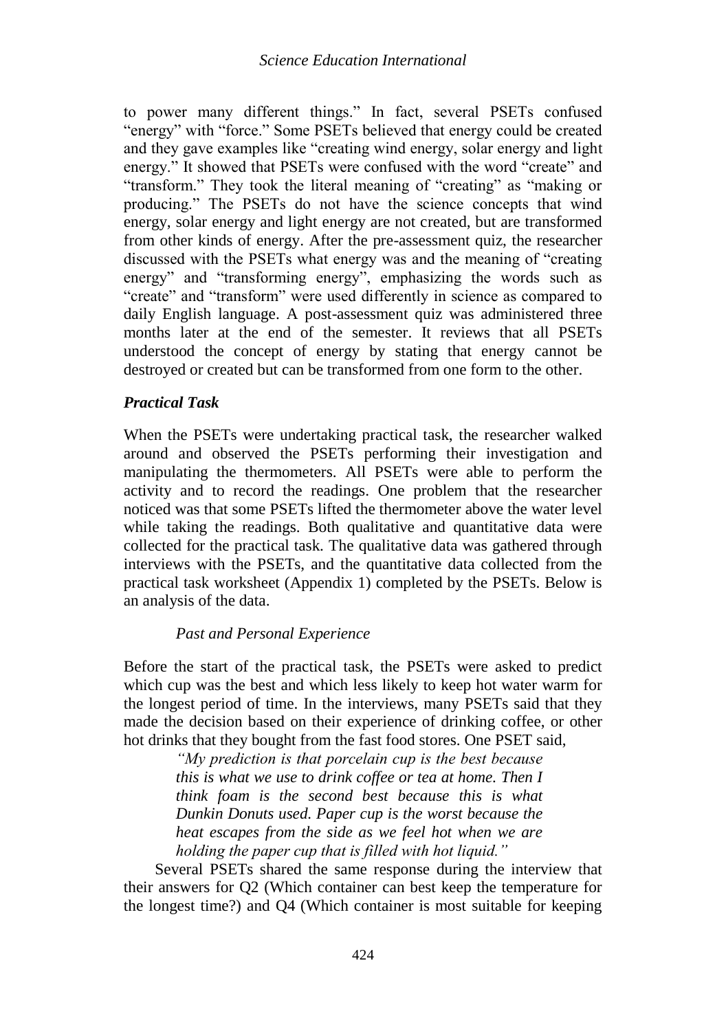to power many different things." In fact, several PSETs confused "energy" with "force." Some PSETs believed that energy could be created and they gave examples like "creating wind energy, solar energy and light energy." It showed that PSETs were confused with the word "create" and "transform." They took the literal meaning of "creating" as "making or producing." The PSETs do not have the science concepts that wind energy, solar energy and light energy are not created, but are transformed from other kinds of energy. After the pre-assessment quiz, the researcher discussed with the PSETs what energy was and the meaning of "creating energy" and "transforming energy", emphasizing the words such as "create" and "transform" were used differently in science as compared to daily English language. A post-assessment quiz was administered three months later at the end of the semester. It reviews that all PSETs understood the concept of energy by stating that energy cannot be destroyed or created but can be transformed from one form to the other.

### *Practical Task*

When the PSETs were undertaking practical task, the researcher walked around and observed the PSETs performing their investigation and manipulating the thermometers. All PSETs were able to perform the activity and to record the readings. One problem that the researcher noticed was that some PSETs lifted the thermometer above the water level while taking the readings. Both qualitative and quantitative data were collected for the practical task. The qualitative data was gathered through interviews with the PSETs, and the quantitative data collected from the practical task worksheet (Appendix 1) completed by the PSETs. Below is an analysis of the data.

#### *Past and Personal Experience*

Before the start of the practical task, the PSETs were asked to predict which cup was the best and which less likely to keep hot water warm for the longest period of time. In the interviews, many PSETs said that they made the decision based on their experience of drinking coffee, or other hot drinks that they bought from the fast food stores. One PSET said,

> *"My prediction is that porcelain cup is the best because this is what we use to drink coffee or tea at home. Then I think foam is the second best because this is what Dunkin Donuts used. Paper cup is the worst because the heat escapes from the side as we feel hot when we are holding the paper cup that is filled with hot liquid."*

Several PSETs shared the same response during the interview that their answers for Q2 (Which container can best keep the temperature for the longest time?) and Q4 (Which container is most suitable for keeping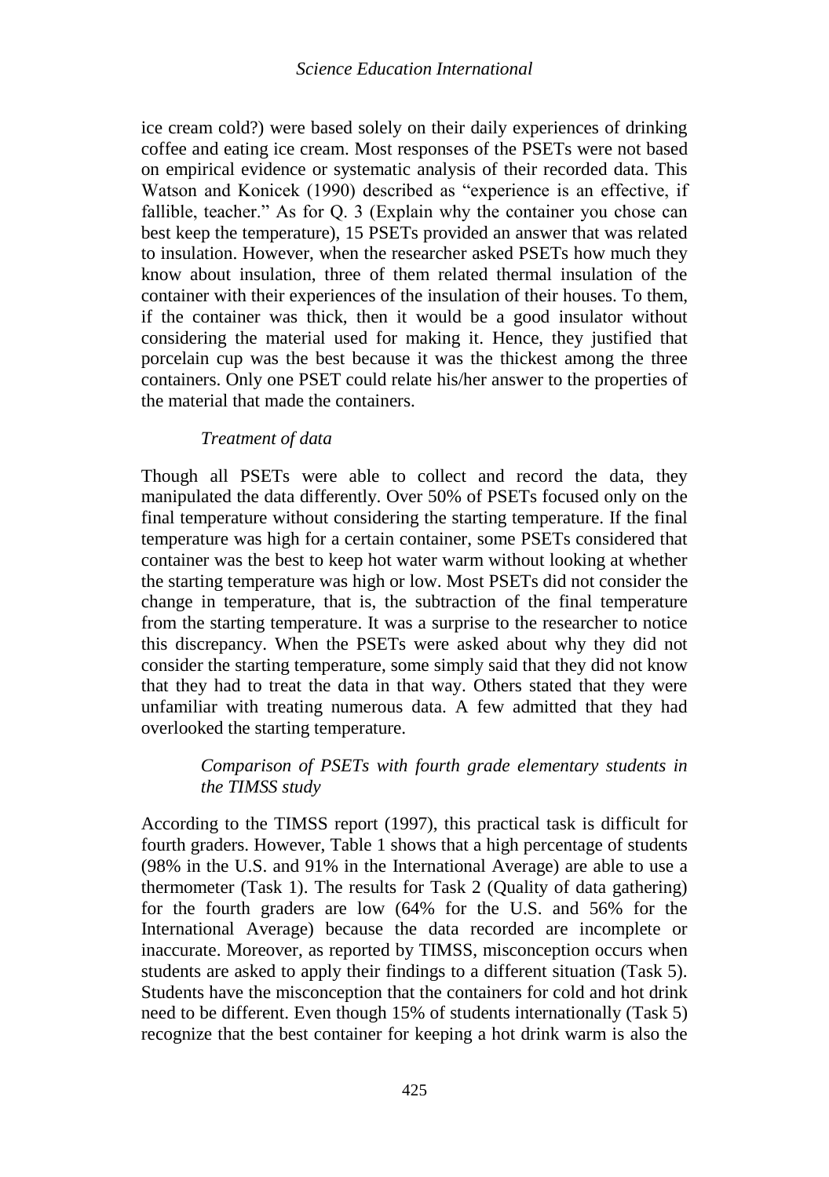ice cream cold?) were based solely on their daily experiences of drinking coffee and eating ice cream. Most responses of the PSETs were not based on empirical evidence or systematic analysis of their recorded data. This Watson and Konicek (1990) described as "experience is an effective, if fallible, teacher." As for Q. 3 (Explain why the container you chose can best keep the temperature), 15 PSETs provided an answer that was related to insulation. However, when the researcher asked PSETs how much they know about insulation, three of them related thermal insulation of the container with their experiences of the insulation of their houses. To them, if the container was thick, then it would be a good insulator without considering the material used for making it. Hence, they justified that porcelain cup was the best because it was the thickest among the three containers. Only one PSET could relate his/her answer to the properties of the material that made the containers.

*Treatment of data*

Though all PSETs were able to collect and record the data, they manipulated the data differently. Over 50% of PSETs focused only on the final temperature without considering the starting temperature. If the final temperature was high for a certain container, some PSETs considered that container was the best to keep hot water warm without looking at whether the starting temperature was high or low. Most PSETs did not consider the change in temperature, that is, the subtraction of the final temperature from the starting temperature. It was a surprise to the researcher to notice this discrepancy. When the PSETs were asked about why they did not consider the starting temperature, some simply said that they did not know that they had to treat the data in that way. Others stated that they were unfamiliar with treating numerous data. A few admitted that they had overlooked the starting temperature.

*Comparison of PSETs with fourth grade elementary students in the TIMSS study*

According to the TIMSS report (1997), this practical task is difficult for fourth graders. However, Table 1 shows that a high percentage of students (98% in the U.S. and 91% in the International Average) are able to use a thermometer (Task 1). The results for Task 2 (Quality of data gathering) for the fourth graders are low (64% for the U.S. and 56% for the International Average) because the data recorded are incomplete or inaccurate. Moreover, as reported by TIMSS, misconception occurs when students are asked to apply their findings to a different situation (Task 5). Students have the misconception that the containers for cold and hot drink need to be different. Even though 15% of students internationally (Task 5) recognize that the best container for keeping a hot drink warm is also the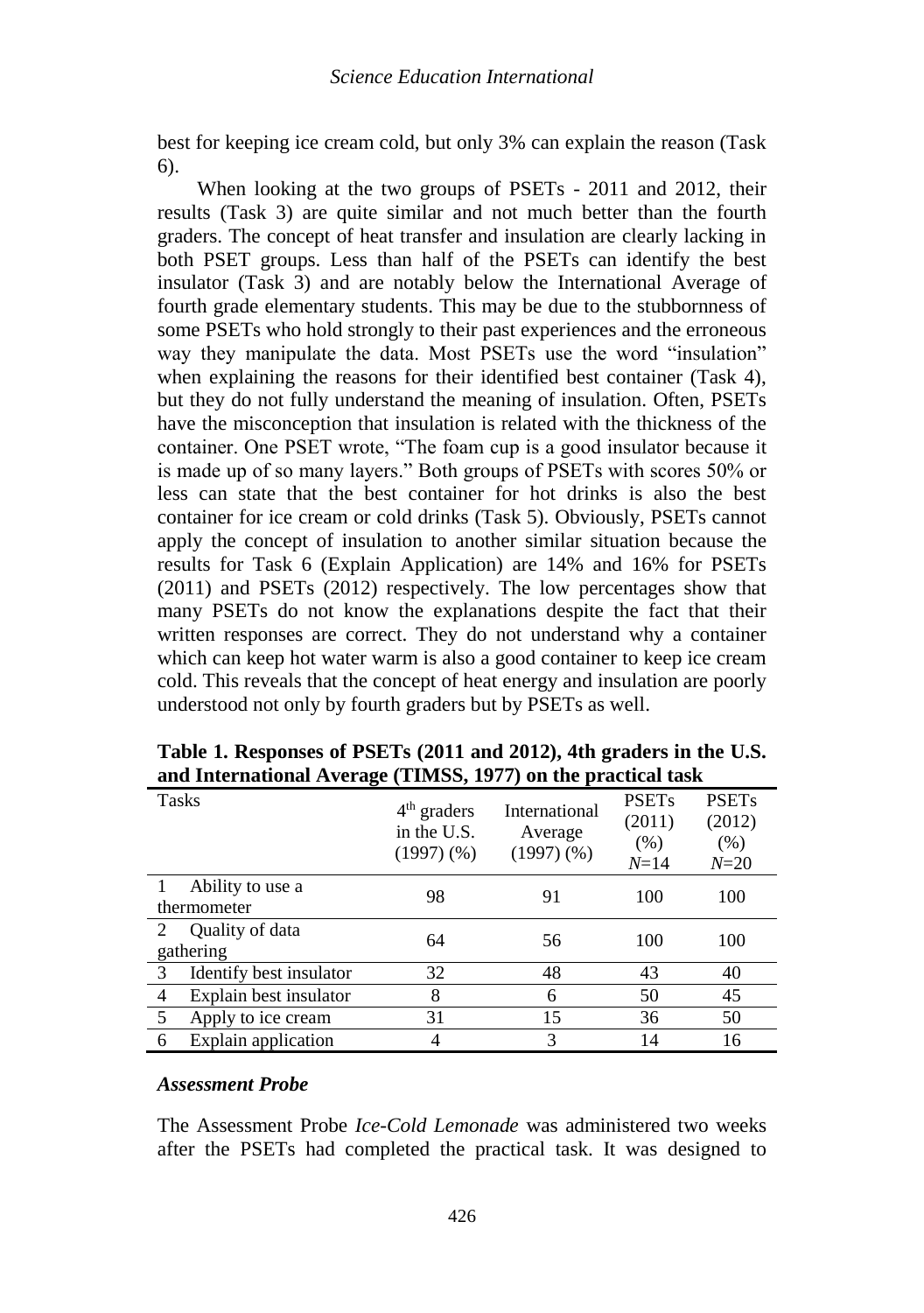best for keeping ice cream cold, but only 3% can explain the reason (Task 6).

When looking at the two groups of PSETs - 2011 and 2012, their results (Task 3) are quite similar and not much better than the fourth graders. The concept of heat transfer and insulation are clearly lacking in both PSET groups. Less than half of the PSETs can identify the best insulator (Task 3) and are notably below the International Average of fourth grade elementary students. This may be due to the stubbornness of some PSETs who hold strongly to their past experiences and the erroneous way they manipulate the data. Most PSETs use the word "insulation" when explaining the reasons for their identified best container (Task 4), but they do not fully understand the meaning of insulation. Often, PSETs have the misconception that insulation is related with the thickness of the container. One PSET wrote, "The foam cup is a good insulator because it is made up of so many layers." Both groups of PSETs with scores 50% or less can state that the best container for hot drinks is also the best container for ice cream or cold drinks (Task 5). Obviously, PSETs cannot apply the concept of insulation to another similar situation because the results for Task 6 (Explain Application) are 14% and 16% for PSETs (2011) and PSETs (2012) respectively. The low percentages show that many PSETs do not know the explanations despite the fact that their written responses are correct. They do not understand why a container which can keep hot water warm is also a good container to keep ice cream cold. This reveals that the concept of heat energy and insulation are poorly understood not only by fourth graders but by PSETs as well.

**Table 1. Responses of PSETs (2011 and 2012), 4th graders in the U.S. and International Average (TIMSS, 1977) on the practical task**

| Tasks | $4^{th}$ graders in the U.S. (1997) (%) | International Average (1997) (%) | PSETs (2011) (%) *N*=14 | PSETs (2012) (%) *N*=20 |
|---|---|---|---|---|
| 1 Ability to use a thermometer | 98 | 91 | 100 | 100 |
| 2 Quality of data gathering | 64 | 56 | 100 | 100 |
| 3 Identify best insulator | 32 | 48 | 43 | 40 |
| 4 Explain best insulator | 8 | 6 | 50 | 45 |
| 5 Apply to ice cream | 31 | 15 | 36 | 50 |
| 6 Explain application | 4 | 3 | 14 | 16 |

### *Assessment Probe*

The Assessment Probe *Ice-Cold Lemonade* was administered two weeks after the PSETs had completed the practical task. It was designed to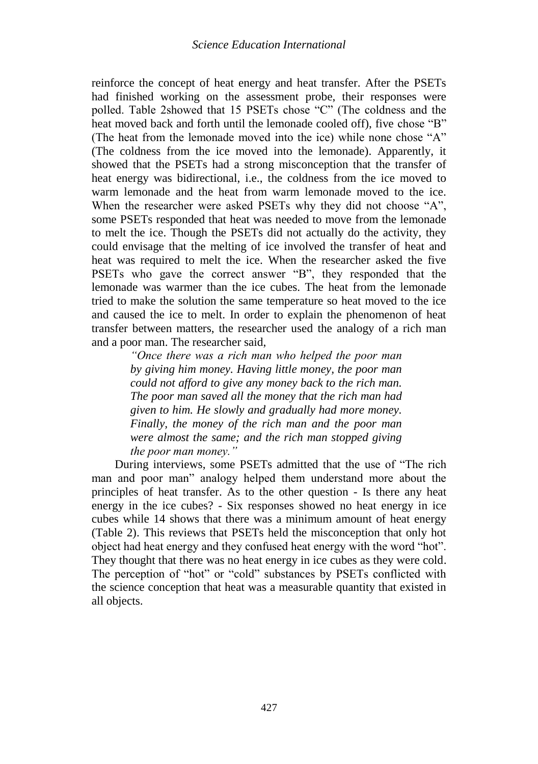reinforce the concept of heat energy and heat transfer. After the PSETs had finished working on the assessment probe, their responses were polled. Table 2showed that 15 PSETs chose "C" (The coldness and the heat moved back and forth until the lemonade cooled off), five chose "B" (The heat from the lemonade moved into the ice) while none chose "A" (The coldness from the ice moved into the lemonade). Apparently, it showed that the PSETs had a strong misconception that the transfer of heat energy was bidirectional, i.e., the coldness from the ice moved to warm lemonade and the heat from warm lemonade moved to the ice. When the researcher were asked PSETs why they did not choose "A", some PSETs responded that heat was needed to move from the lemonade to melt the ice. Though the PSETs did not actually do the activity, they could envisage that the melting of ice involved the transfer of heat and heat was required to melt the ice. When the researcher asked the five PSETs who gave the correct answer "B", they responded that the lemonade was warmer than the ice cubes. The heat from the lemonade tried to make the solution the same temperature so heat moved to the ice and caused the ice to melt. In order to explain the phenomenon of heat transfer between matters, the researcher used the analogy of a rich man and a poor man. The researcher said,

> *"Once there was a rich man who helped the poor man by giving him money. Having little money, the poor man could not afford to give any money back to the rich man. The poor man saved all the money that the rich man had given to him. He slowly and gradually had more money. Finally, the money of the rich man and the poor man were almost the same; and the rich man stopped giving the poor man money."*

During interviews, some PSETs admitted that the use of "The rich man and poor man" analogy helped them understand more about the principles of heat transfer. As to the other question - Is there any heat energy in the ice cubes? - Six responses showed no heat energy in ice cubes while 14 shows that there was a minimum amount of heat energy (Table 2). This reviews that PSETs held the misconception that only hot object had heat energy and they confused heat energy with the word "hot". They thought that there was no heat energy in ice cubes as they were cold. The perception of "hot" or "cold" substances by PSETs conflicted with the science conception that heat was a measurable quantity that existed in all objects.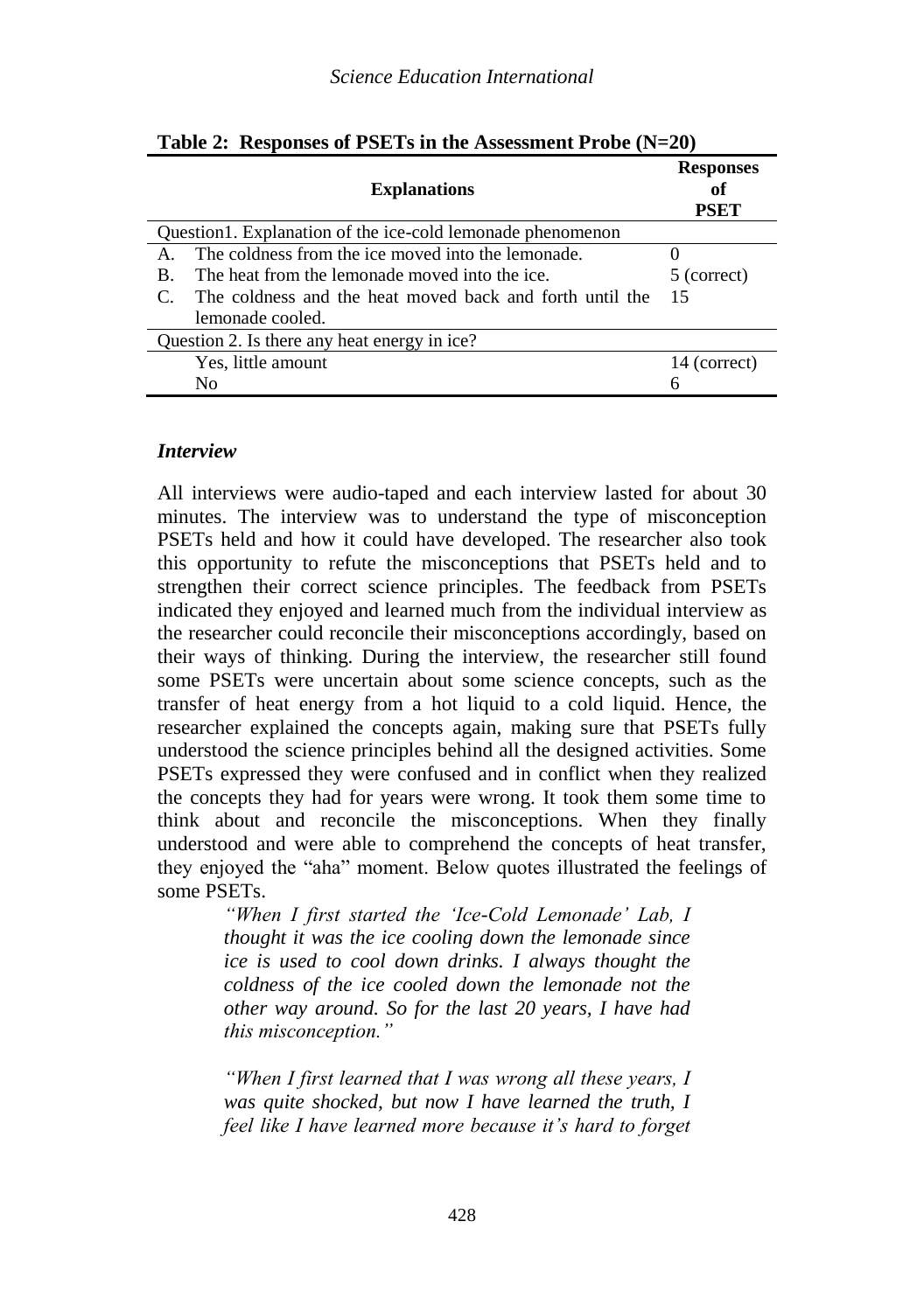**Table 2: Responses of PSETs in the Assessment Probe (N=20)**

| Explanations | Responses of PSET |
|---|---|
| Question1. Explanation of the ice-cold lemonade phenomenon | |
| A. The coldness from the ice moved into the lemonade. | 0 |
| B. The heat from the lemonade moved into the ice. | 5 (correct) |
| C. The coldness and the heat moved back and forth until the lemonade cooled. | 15 |
| Question 2. Is there any heat energy in ice? | |
| Yes, little amount | 14 (correct) |
| No | 6 |

### *Interview*

All interviews were audio-taped and each interview lasted for about 30 minutes. The interview was to understand the type of misconception PSETs held and how it could have developed. The researcher also took this opportunity to refute the misconceptions that PSETs held and to strengthen their correct science principles. The feedback from PSETs indicated they enjoyed and learned much from the individual interview as the researcher could reconcile their misconceptions accordingly, based on their ways of thinking. During the interview, the researcher still found some PSETs were uncertain about some science concepts, such as the transfer of heat energy from a hot liquid to a cold liquid. Hence, the researcher explained the concepts again, making sure that PSETs fully understood the science principles behind all the designed activities. Some PSETs expressed they were confused and in conflict when they realized the concepts they had for years were wrong. It took them some time to think about and reconcile the misconceptions. When they finally understood and were able to comprehend the concepts of heat transfer, they enjoyed the "aha" moment. Below quotes illustrated the feelings of some PSETs.

> *"When I first started the 'Ice-Cold Lemonade' Lab, I thought it was the ice cooling down the lemonade since ice is used to cool down drinks. I always thought the coldness of the ice cooled down the lemonade not the other way around. So for the last 20 years, I have had this misconception."*

> *"When I first learned that I was wrong all these years, I was quite shocked, but now I have learned the truth, I feel like I have learned more because it's hard to forget*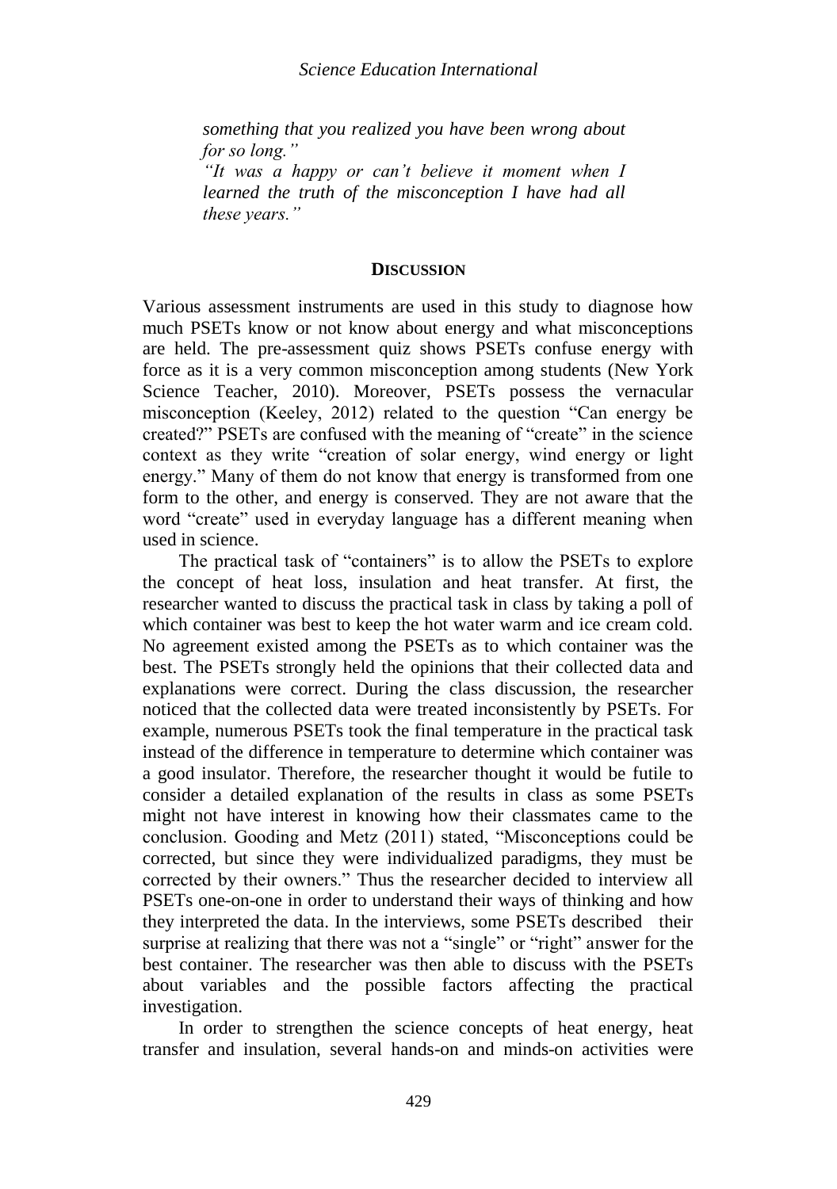*something that you realized you have been wrong about for so long."*

*"It was a happy or can't believe it moment when I learned the truth of the misconception I have had all these years."*

## DISCUSSION

Various assessment instruments are used in this study to diagnose how much PSETs know or not know about energy and what misconceptions are held. The pre-assessment quiz shows PSETs confuse energy with force as it is a very common misconception among students (New York Science Teacher, 2010). Moreover, PSETs possess the vernacular misconception (Keeley, 2012) related to the question "Can energy be created?" PSETs are confused with the meaning of "create" in the science context as they write "creation of solar energy, wind energy or light energy." Many of them do not know that energy is transformed from one form to the other, and energy is conserved. They are not aware that the word "create" used in everyday language has a different meaning when used in science.

The practical task of "containers" is to allow the PSETs to explore the concept of heat loss, insulation and heat transfer. At first, the researcher wanted to discuss the practical task in class by taking a poll of which container was best to keep the hot water warm and ice cream cold. No agreement existed among the PSETs as to which container was the best. The PSETs strongly held the opinions that their collected data and explanations were correct. During the class discussion, the researcher noticed that the collected data were treated inconsistently by PSETs. For example, numerous PSETs took the final temperature in the practical task instead of the difference in temperature to determine which container was a good insulator. Therefore, the researcher thought it would be futile to consider a detailed explanation of the results in class as some PSETs might not have interest in knowing how their classmates came to the conclusion. Gooding and Metz (2011) stated, "Misconceptions could be corrected, but since they were individualized paradigms, they must be corrected by their owners." Thus the researcher decided to interview all PSETs one-on-one in order to understand their ways of thinking and how they interpreted the data. In the interviews, some PSETs described their surprise at realizing that there was not a "single" or "right" answer for the best container. The researcher was then able to discuss with the PSETs about variables and the possible factors affecting the practical investigation.

In order to strengthen the science concepts of heat energy, heat transfer and insulation, several hands-on and minds-on activities were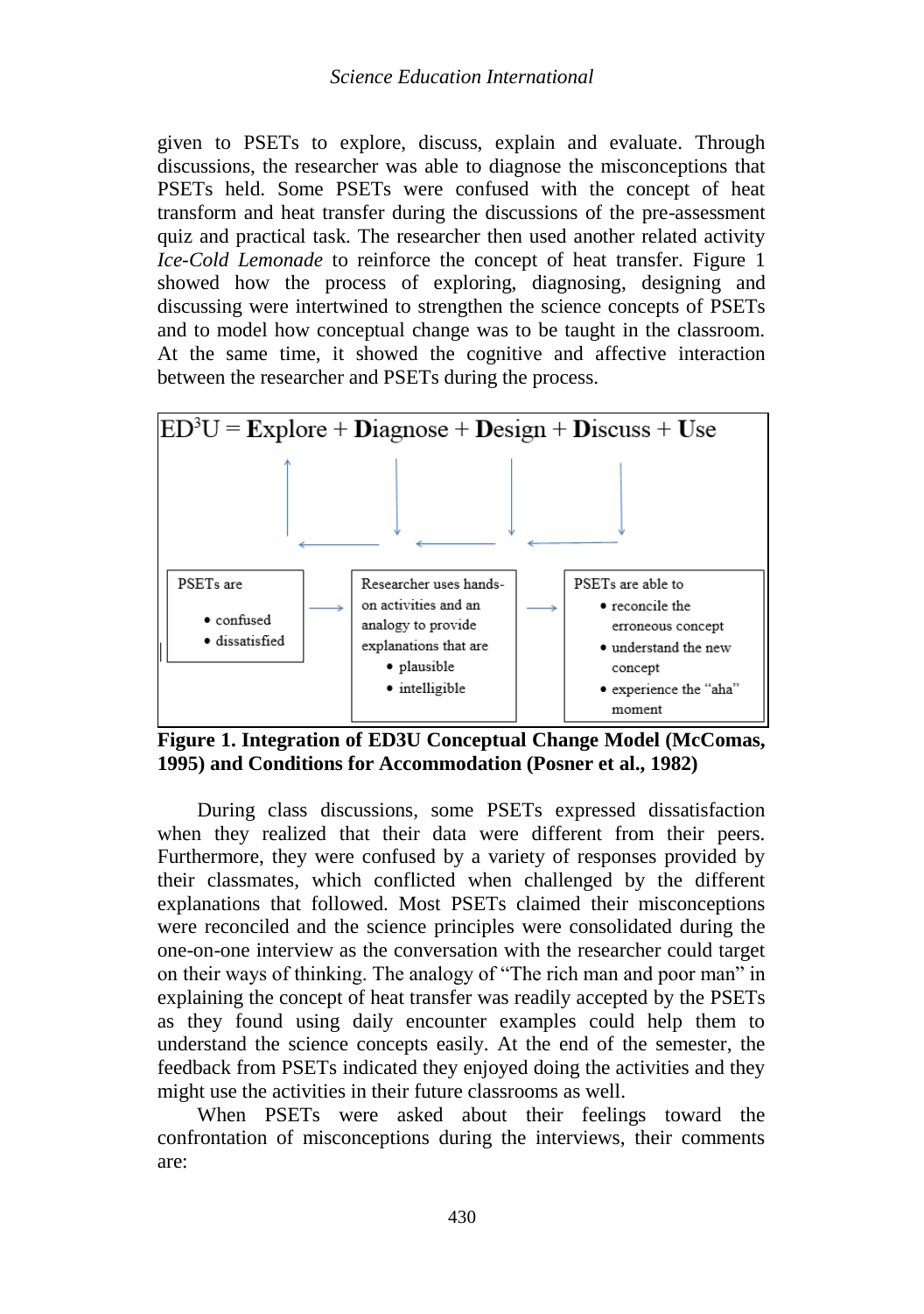given to PSETs to explore, discuss, explain and evaluate. Through discussions, the researcher was able to diagnose the misconceptions that PSETs held. Some PSETs were confused with the concept of heat transform and heat transfer during the discussions of the pre-assessment quiz and practical task. The researcher then used another related activity *Ice-Cold Lemonade* to reinforce the concept of heat transfer. Figure 1 showed how the process of exploring, diagnosing, designing and discussing were intertwined to strengthen the science concepts of PSETs and to model how conceptual change was to be taught in the classroom. At the same time, it showed the cognitive and affective interaction between the researcher and PSETs during the process.

$ED^3U$ = **E**xplore + **D**iagnose + **D**esign + **D**iscuss + **U**se

PSETs are
- confused
- dissatisfied

→

Researcher uses hands-on activities and an analogy to provide explanations that are
- plausible
- intelligible

→

PSETs are able to
- reconcile the erroneous concept
- understand the new concept
- experience the "aha" moment

**Figure 1. Integration of ED3U Conceptual Change Model (McComas, 1995) and Conditions for Accommodation (Posner et al., 1982)**

During class discussions, some PSETs expressed dissatisfaction when they realized that their data were different from their peers. Furthermore, they were confused by a variety of responses provided by their classmates, which conflicted when challenged by the different explanations that followed. Most PSETs claimed their misconceptions were reconciled and the science principles were consolidated during the one-on-one interview as the conversation with the researcher could target on their ways of thinking. The analogy of "The rich man and poor man" in explaining the concept of heat transfer was readily accepted by the PSETs as they found using daily encounter examples could help them to understand the science concepts easily. At the end of the semester, the feedback from PSETs indicated they enjoyed doing the activities and they might use the activities in their future classrooms as well.

When PSETs were asked about their feelings toward the confrontation of misconceptions during the interviews, their comments are: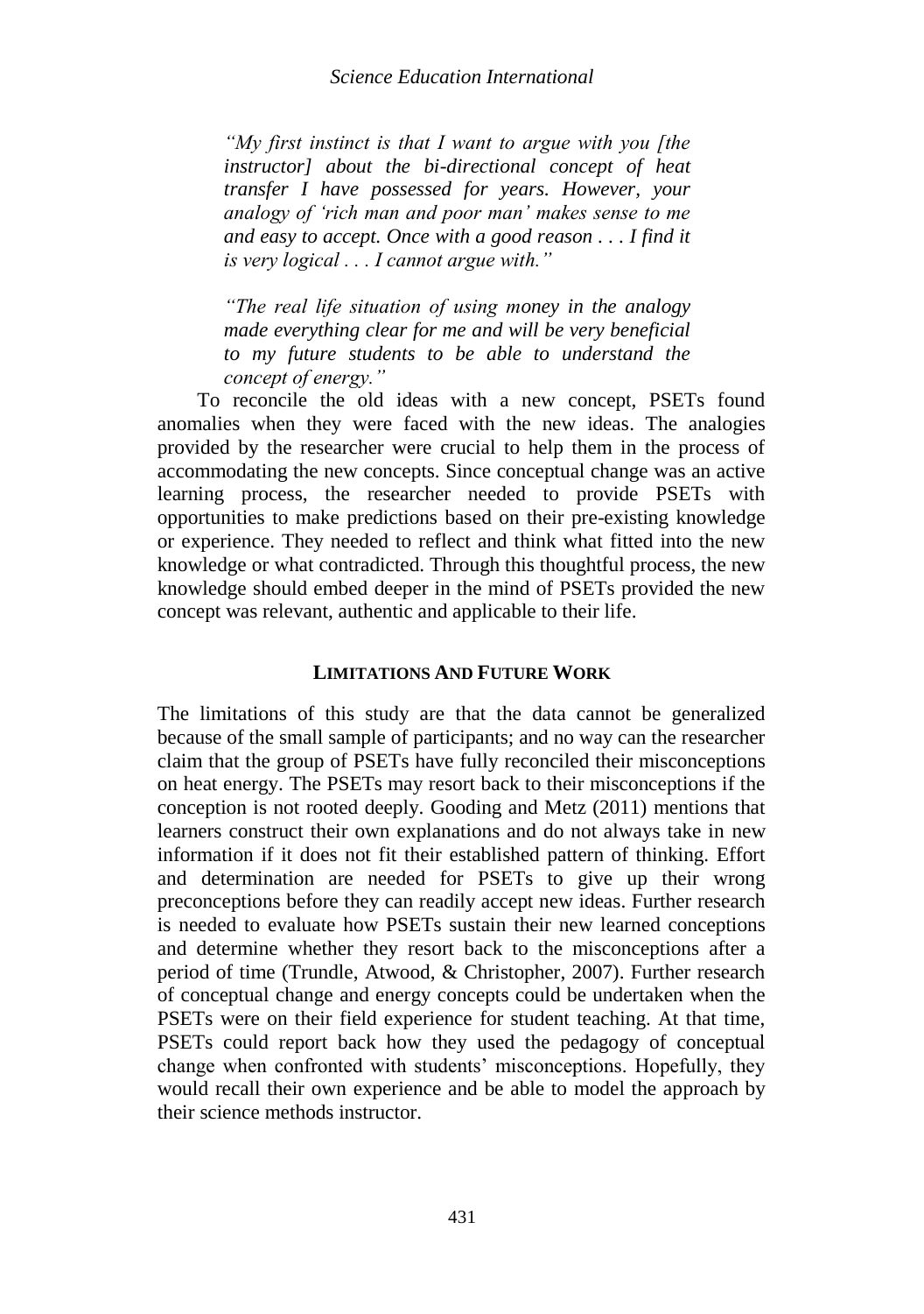*"My first instinct is that I want to argue with you [the instructor] about the bi-directional concept of heat transfer I have possessed for years. However, your analogy of 'rich man and poor man' makes sense to me and easy to accept. Once with a good reason . . . I find it is very logical . . . I cannot argue with."*

*"The real life situation of using money in the analogy made everything clear for me and will be very beneficial to my future students to be able to understand the concept of energy."*

To reconcile the old ideas with a new concept, PSETs found anomalies when they were faced with the new ideas. The analogies provided by the researcher were crucial to help them in the process of accommodating the new concepts. Since conceptual change was an active learning process, the researcher needed to provide PSETs with opportunities to make predictions based on their pre-existing knowledge or experience. They needed to reflect and think what fitted into the new knowledge or what contradicted. Through this thoughtful process, the new knowledge should embed deeper in the mind of PSETs provided the new concept was relevant, authentic and applicable to their life.

## LIMITATIONS AND FUTURE WORK

The limitations of this study are that the data cannot be generalized because of the small sample of participants; and no way can the researcher claim that the group of PSETs have fully reconciled their misconceptions on heat energy. The PSETs may resort back to their misconceptions if the conception is not rooted deeply. Gooding and Metz (2011) mentions that learners construct their own explanations and do not always take in new information if it does not fit their established pattern of thinking. Effort and determination are needed for PSETs to give up their wrong preconceptions before they can readily accept new ideas. Further research is needed to evaluate how PSETs sustain their new learned conceptions and determine whether they resort back to the misconceptions after a period of time (Trundle, Atwood, & Christopher, 2007). Further research of conceptual change and energy concepts could be undertaken when the PSETs were on their field experience for student teaching. At that time, PSETs could report back how they used the pedagogy of conceptual change when confronted with students' misconceptions. Hopefully, they would recall their own experience and be able to model the approach by their science methods instructor.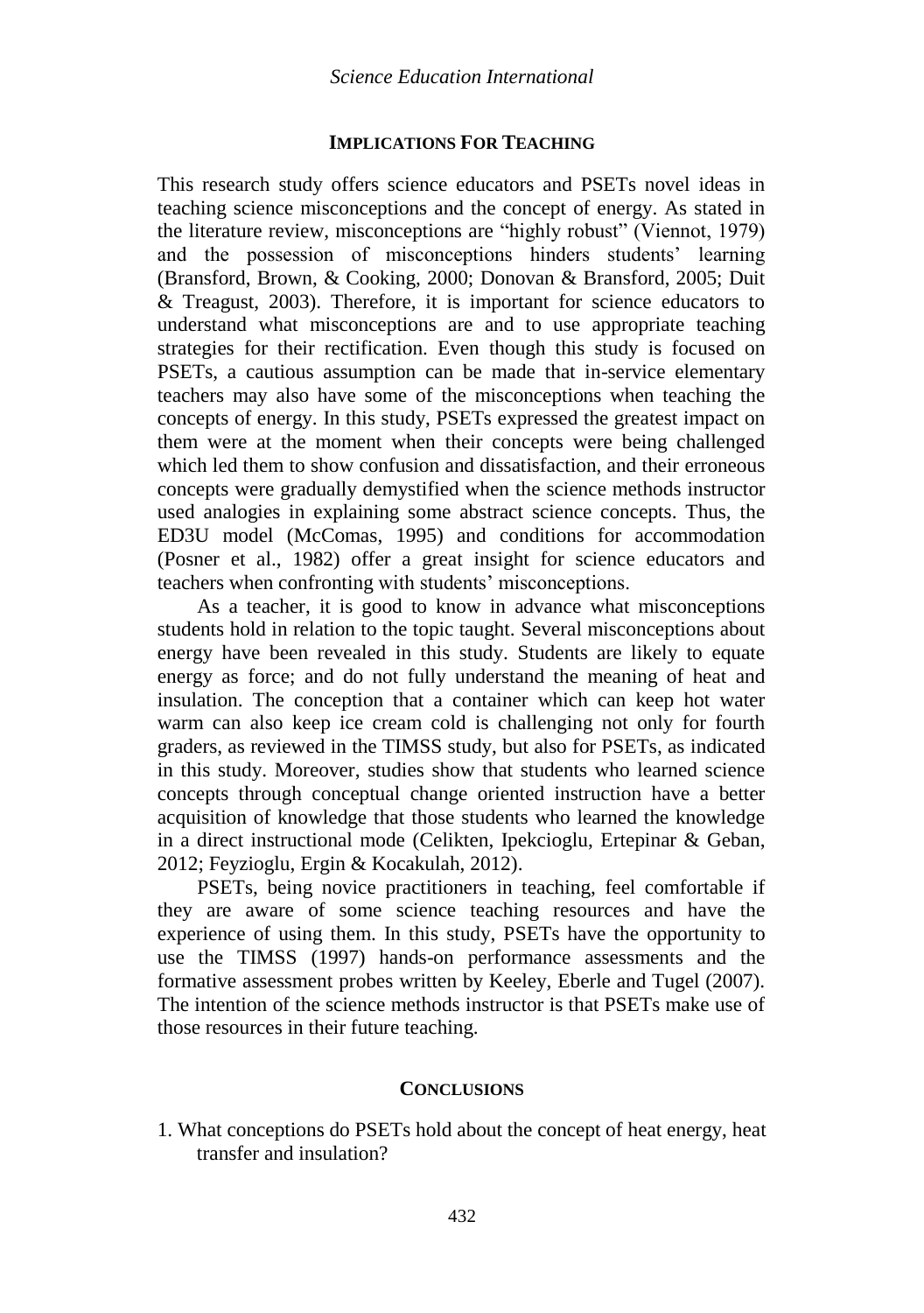## IMPLICATIONS FOR TEACHING

This research study offers science educators and PSETs novel ideas in teaching science misconceptions and the concept of energy. As stated in the literature review, misconceptions are "highly robust" (Viennot, 1979) and the possession of misconceptions hinders students' learning (Bransford, Brown, & Cooking, 2000; Donovan & Bransford, 2005; Duit & Treagust, 2003). Therefore, it is important for science educators to understand what misconceptions are and to use appropriate teaching strategies for their rectification. Even though this study is focused on PSETs, a cautious assumption can be made that in-service elementary teachers may also have some of the misconceptions when teaching the concepts of energy. In this study, PSETs expressed the greatest impact on them were at the moment when their concepts were being challenged which led them to show confusion and dissatisfaction, and their erroneous concepts were gradually demystified when the science methods instructor used analogies in explaining some abstract science concepts. Thus, the ED3U model (McComas, 1995) and conditions for accommodation (Posner et al., 1982) offer a great insight for science educators and teachers when confronting with students' misconceptions.

As a teacher, it is good to know in advance what misconceptions students hold in relation to the topic taught. Several misconceptions about energy have been revealed in this study. Students are likely to equate energy as force; and do not fully understand the meaning of heat and insulation. The conception that a container which can keep hot water warm can also keep ice cream cold is challenging not only for fourth graders, as reviewed in the TIMSS study, but also for PSETs, as indicated in this study. Moreover, studies show that students who learned science concepts through conceptual change oriented instruction have a better acquisition of knowledge that those students who learned the knowledge in a direct instructional mode (Celikten, Ipekcioglu, Ertepinar & Geban, 2012; Feyzioglu, Ergin & Kocakulah, 2012).

PSETs, being novice practitioners in teaching, feel comfortable if they are aware of some science teaching resources and have the experience of using them. In this study, PSETs have the opportunity to use the TIMSS (1997) hands-on performance assessments and the formative assessment probes written by Keeley, Eberle and Tugel (2007). The intention of the science methods instructor is that PSETs make use of those resources in their future teaching.

## CONCLUSIONS

1. What conceptions do PSETs hold about the concept of heat energy, heat transfer and insulation?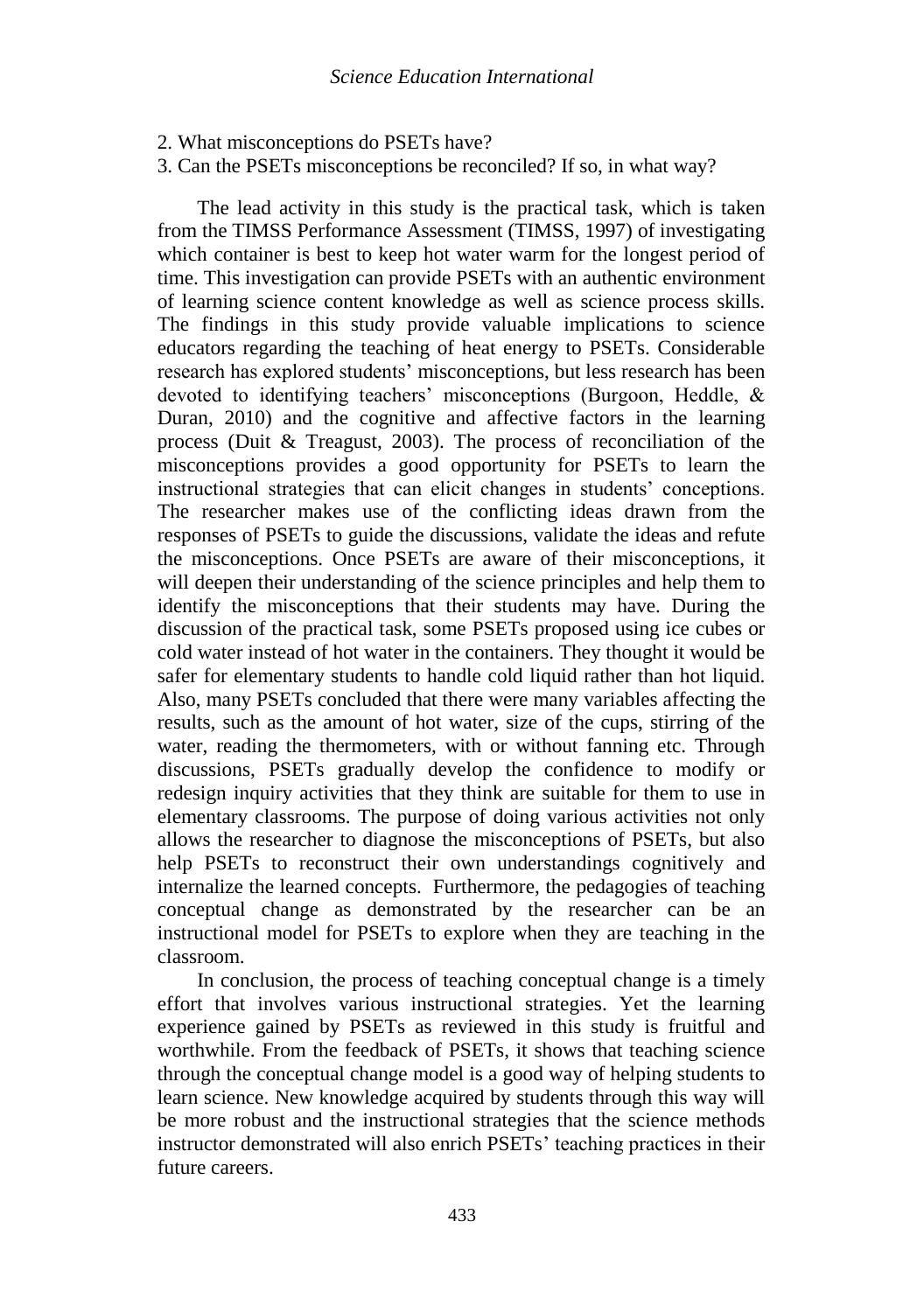2. What misconceptions do PSETs have?
3. Can the PSETs misconceptions be reconciled? If so, in what way?

The lead activity in this study is the practical task, which is taken from the TIMSS Performance Assessment (TIMSS, 1997) of investigating which container is best to keep hot water warm for the longest period of time. This investigation can provide PSETs with an authentic environment of learning science content knowledge as well as science process skills. The findings in this study provide valuable implications to science educators regarding the teaching of heat energy to PSETs. Considerable research has explored students' misconceptions, but less research has been devoted to identifying teachers' misconceptions (Burgoon, Heddle, & Duran, 2010) and the cognitive and affective factors in the learning process (Duit & Treagust, 2003). The process of reconciliation of the misconceptions provides a good opportunity for PSETs to learn the instructional strategies that can elicit changes in students' conceptions. The researcher makes use of the conflicting ideas drawn from the responses of PSETs to guide the discussions, validate the ideas and refute the misconceptions. Once PSETs are aware of their misconceptions, it will deepen their understanding of the science principles and help them to identify the misconceptions that their students may have. During the discussion of the practical task, some PSETs proposed using ice cubes or cold water instead of hot water in the containers. They thought it would be safer for elementary students to handle cold liquid rather than hot liquid. Also, many PSETs concluded that there were many variables affecting the results, such as the amount of hot water, size of the cups, stirring of the water, reading the thermometers, with or without fanning etc. Through discussions, PSETs gradually develop the confidence to modify or redesign inquiry activities that they think are suitable for them to use in elementary classrooms. The purpose of doing various activities not only allows the researcher to diagnose the misconceptions of PSETs, but also help PSETs to reconstruct their own understandings cognitively and internalize the learned concepts. Furthermore, the pedagogies of teaching conceptual change as demonstrated by the researcher can be an instructional model for PSETs to explore when they are teaching in the classroom.

In conclusion, the process of teaching conceptual change is a timely effort that involves various instructional strategies. Yet the learning experience gained by PSETs as reviewed in this study is fruitful and worthwhile. From the feedback of PSETs, it shows that teaching science through the conceptual change model is a good way of helping students to learn science. New knowledge acquired by students through this way will be more robust and the instructional strategies that the science methods instructor demonstrated will also enrich PSETs' teaching practices in their future careers.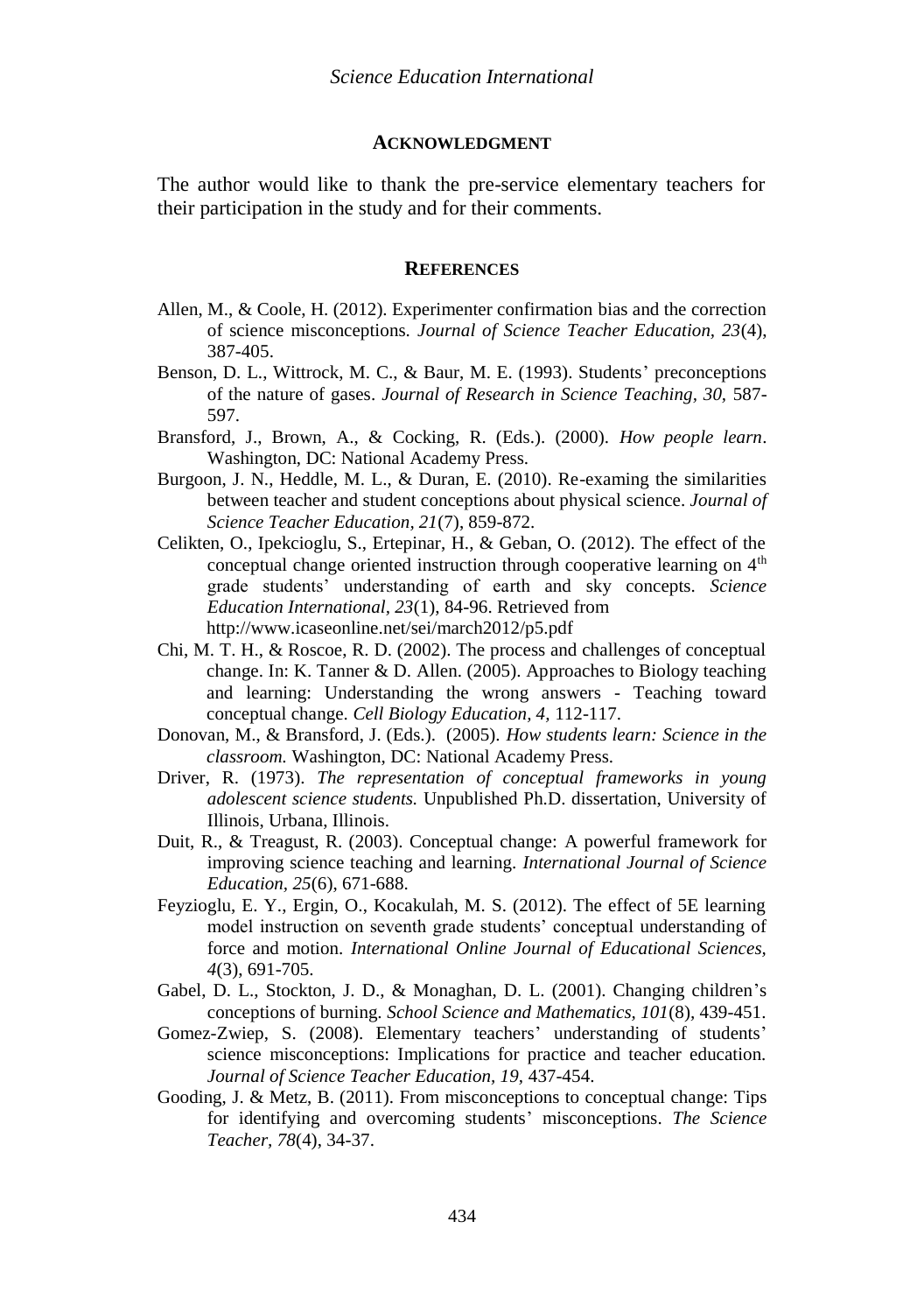## ACKNOWLEDGMENT

The author would like to thank the pre-service elementary teachers for their participation in the study and for their comments.

## REFERENCES

Allen, M., & Coole, H. (2012). Experimenter confirmation bias and the correction of science misconceptions. *Journal of Science Teacher Education, 23*(4), 387-405.

Benson, D. L., Wittrock, M. C., & Baur, M. E. (1993). Students' preconceptions of the nature of gases. *Journal of Research in Science Teaching, 30,* 587-597.

Bransford, J., Brown, A., & Cocking, R. (Eds.). (2000). *How people learn*. Washington, DC: National Academy Press.

Burgoon, J. N., Heddle, M. L., & Duran, E. (2010). Re-examing the similarities between teacher and student conceptions about physical science. *Journal of Science Teacher Education, 21*(7), 859-872.

Celikten, O., Ipekcioglu, S., Ertepinar, H., & Geban, O. (2012). The effect of the conceptual change oriented instruction through cooperative learning on 4th grade students' understanding of earth and sky concepts. *Science Education International, 23*(1), 84-96. Retrieved from http://www.icaseonline.net/sei/march2012/p5.pdf

Chi, M. T. H., & Roscoe, R. D. (2002). The process and challenges of conceptual change. In: K. Tanner & D. Allen. (2005). Approaches to Biology teaching and learning: Understanding the wrong answers - Teaching toward conceptual change. *Cell Biology Education, 4,* 112-117.

Donovan, M., & Bransford, J. (Eds.). (2005). *How students learn: Science in the classroom.* Washington, DC: National Academy Press.

Driver, R. (1973). *The representation of conceptual frameworks in young adolescent science students.* Unpublished Ph.D. dissertation, University of Illinois, Urbana, Illinois.

Duit, R., & Treagust, R. (2003). Conceptual change: A powerful framework for improving science teaching and learning. *International Journal of Science Education, 25*(6), 671-688.

Feyzioglu, E. Y., Ergin, O., Kocakulah, M. S. (2012). The effect of 5E learning model instruction on seventh grade students' conceptual understanding of force and motion. *International Online Journal of Educational Sciences, 4*(3), 691-705.

Gabel, D. L., Stockton, J. D., & Monaghan, D. L. (2001). Changing children's conceptions of burning. *School Science and Mathematics, 101*(8), 439-451.

Gomez-Zwiep, S. (2008). Elementary teachers' understanding of students' science misconceptions: Implications for practice and teacher education. *Journal of Science Teacher Education, 19,* 437-454.

Gooding, J. & Metz, B. (2011). From misconceptions to conceptual change: Tips for identifying and overcoming students' misconceptions. *The Science Teacher, 78*(4), 34-37.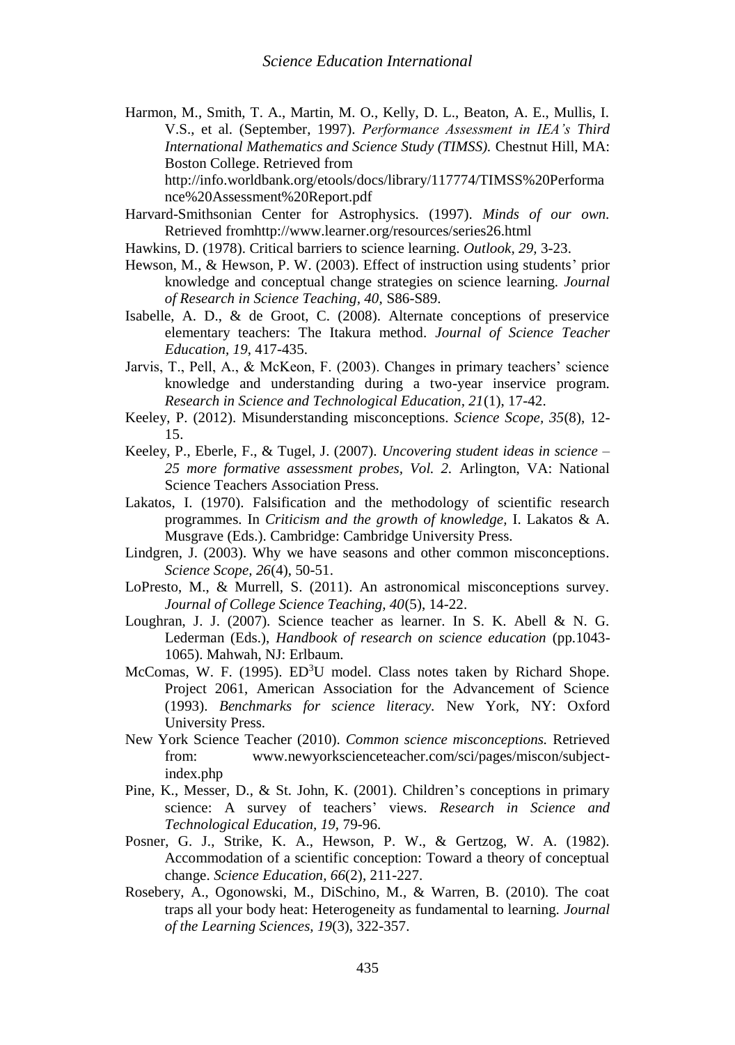Harmon, M., Smith, T. A., Martin, M. O., Kelly, D. L., Beaton, A. E., Mullis, I. V.S., et al. (September, 1997). *Performance Assessment in IEA's Third International Mathematics and Science Study (TIMSS).* Chestnut Hill, MA: Boston College. Retrieved from http://info.worldbank.org/etools/docs/library/117774/TIMSS%20Performance%20Assessment%20Report.pdf

Harvard-Smithsonian Center for Astrophysics. (1997). *Minds of our own.* Retrieved fromhttp://www.learner.org/resources/series26.html

Hawkins, D. (1978). Critical barriers to science learning. *Outlook, 29*, 3-23.

Hewson, M., & Hewson, P. W. (2003). Effect of instruction using students' prior knowledge and conceptual change strategies on science learning. *Journal of Research in Science Teaching, 40,* S86-S89.

Isabelle, A. D., & de Groot, C. (2008). Alternate conceptions of preservice elementary teachers: The Itakura method. *Journal of Science Teacher Education, 19*, 417-435.

Jarvis, T., Pell, A., & McKeon, F. (2003). Changes in primary teachers' science knowledge and understanding during a two-year inservice program. *Research in Science and Technological Education, 21*(1), 17-42.

Keeley, P. (2012). Misunderstanding misconceptions. *Science Scope, 35*(8), 12-15.

Keeley, P., Eberle, F., & Tugel, J. (2007). *Uncovering student ideas in science – 25 more formative assessment probes, Vol. 2*. Arlington, VA: National Science Teachers Association Press.

Lakatos, I. (1970). Falsification and the methodology of scientific research programmes. In *Criticism and the growth of knowledge*, I. Lakatos & A. Musgrave (Eds.). Cambridge: Cambridge University Press.

Lindgren, J. (2003). Why we have seasons and other common misconceptions. *Science Scope, 26*(4), 50-51.

LoPresto, M., & Murrell, S. (2011). An astronomical misconceptions survey. *Journal of College Science Teaching, 40*(5), 14-22.

Loughran, J. J. (2007). Science teacher as learner. In S. K. Abell & N. G. Lederman (Eds.), *Handbook of research on science education* (pp.1043-1065). Mahwah, NJ: Erlbaum.

McComas, W. F. (1995). ED$^3$U model. Class notes taken by Richard Shope. Project 2061, American Association for the Advancement of Science (1993). *Benchmarks for science literacy.* New York, NY: Oxford University Press.

New York Science Teacher (2010). *Common science misconceptions.* Retrieved from: www.newyorkscienceteacher.com/sci/pages/miscon/subject-index.php

Pine, K., Messer, D., & St. John, K. (2001). Children's conceptions in primary science: A survey of teachers' views. *Research in Science and Technological Education, 19,* 79-96.

Posner, G. J., Strike, K. A., Hewson, P. W., & Gertzog, W. A. (1982). Accommodation of a scientific conception: Toward a theory of conceptual change. *Science Education, 66*(2), 211-227.

Rosebery, A., Ogonowski, M., DiSchino, M., & Warren, B. (2010). The coat traps all your body heat: Heterogeneity as fundamental to learning. *Journal of the Learning Sciences, 19*(3), 322-357.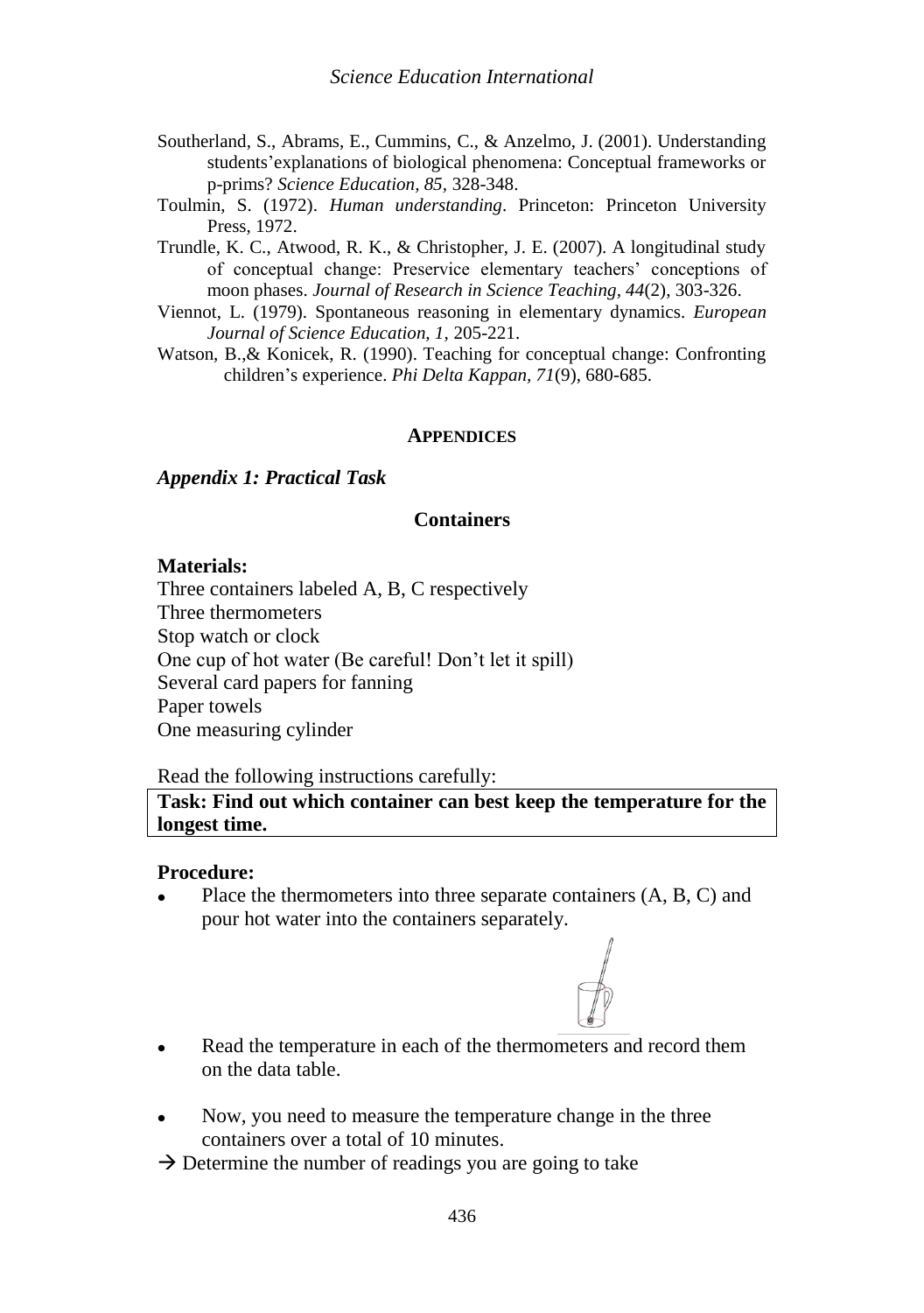Southerland, S., Abrams, E., Cummins, C., & Anzelmo, J. (2001). Understanding students'explanations of biological phenomena: Conceptual frameworks or p-prims? *Science Education, 85*, 328-348.

Toulmin, S. (1972). *Human understanding*. Princeton: Princeton University Press, 1972.

Trundle, K. C., Atwood, R. K., & Christopher, J. E. (2007). A longitudinal study of conceptual change: Preservice elementary teachers' conceptions of moon phases. *Journal of Research in Science Teaching, 44*(2), 303-326.

Viennot, L. (1979). Spontaneous reasoning in elementary dynamics. *European Journal of Science Education, 1*, 205-221.

Watson, B.,& Konicek, R. (1990). Teaching for conceptual change: Confronting children's experience. *Phi Delta Kappan, 71*(9), 680-685.

## APPENDICES

### *Appendix 1: Practical Task*

**Containers**

**Materials:**

Three containers labeled A, B, C respectively
Three thermometers
Stop watch or clock
One cup of hot water (Be careful! Don't let it spill)
Several card papers for fanning
Paper towels
One measuring cylinder

Read the following instructions carefully:

**Task: Find out which container can best keep the temperature for the longest time.**

**Procedure:**

- Place the thermometers into three separate containers (A, B, C) and pour hot water into the containers separately.
- Read the temperature in each of the thermometers and record them on the data table.
- Now, you need to measure the temperature change in the three containers over a total of 10 minutes.

→ Determine the number of readings you are going to take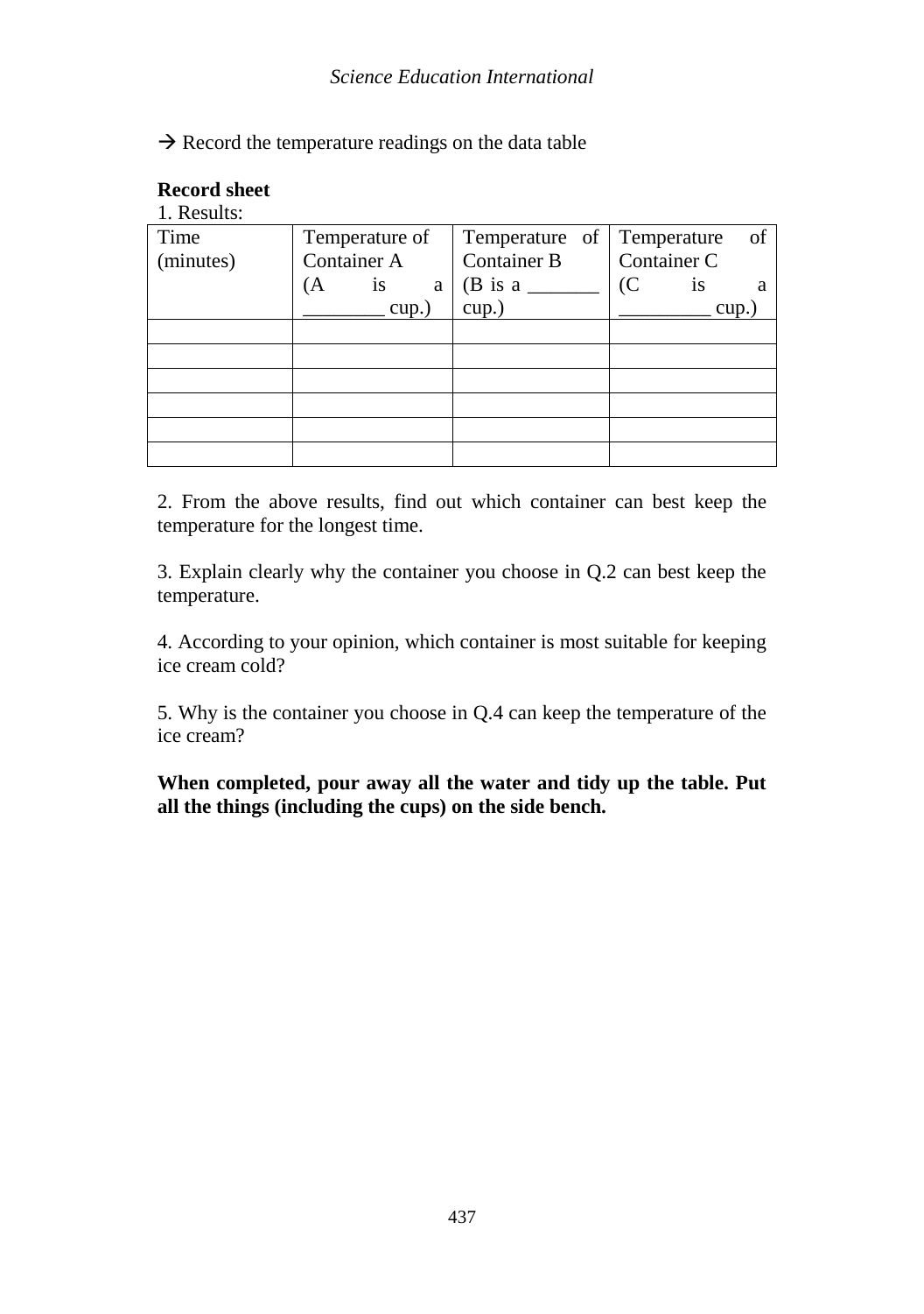→ Record the temperature readings on the data table

**Record sheet**

1. Results:

| Time (minutes) | Temperature of Container A (A is a ________ cup.) | Temperature of Container B (B is a _______ cup.) | Temperature of Container C (C is a _________ cup.) |
|---|---|---|---|
| | | | |
| | | | |
| | | | |
| | | | |
| | | | |
| | | | |

2. From the above results, find out which container can best keep the temperature for the longest time.

3. Explain clearly why the container you choose in Q.2 can best keep the temperature.

4. According to your opinion, which container is most suitable for keeping ice cream cold?

5. Why is the container you choose in Q.4 can keep the temperature of the ice cream?

**When completed, pour away all the water and tidy up the table. Put all the things (including the cups) on the side bench.**